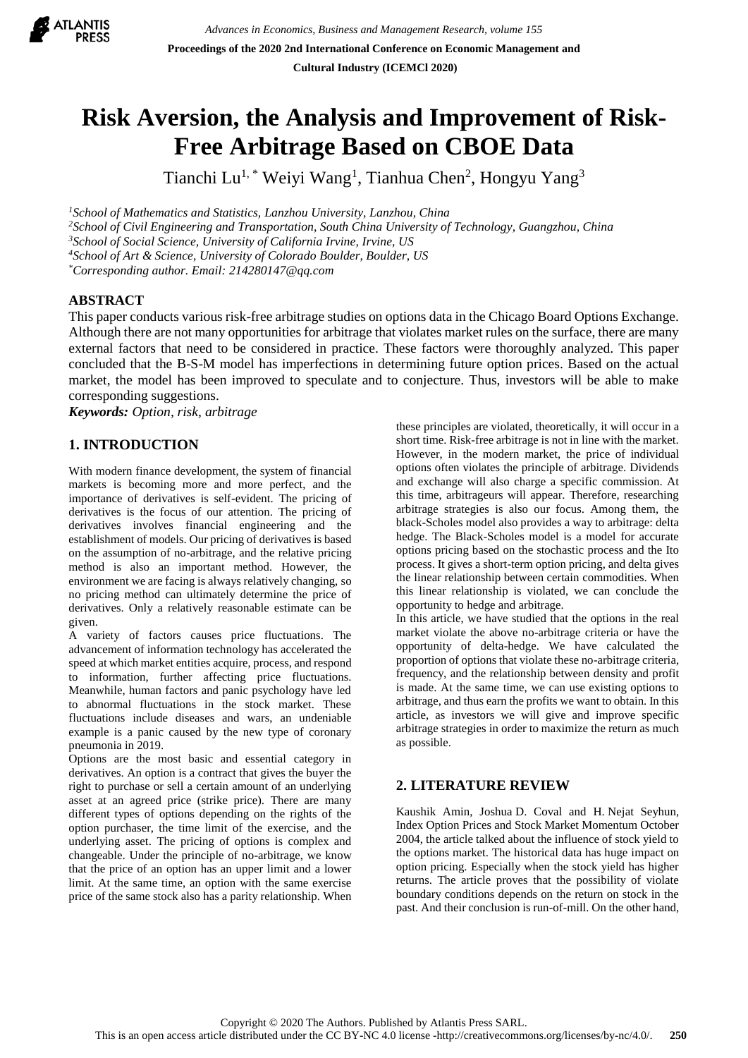# Risk Aversion, the Analysis and Improvement of Risk-Free Arbitrage Based on CBOE Data

Tianchi Lu[1,*] Weiyi Wang[1], Tianhua Chen[2], Hongyu Yang[3]

[1]*School of Mathematics and Statistics, Lanzhou University, Lanzhou, China*
[2]*School of Civil Engineering and Transportation, South China University of Technology, Guangzhou, China*
[3]*School of Social Science, University of California Irvine, Irvine, US*
[4]*School of Art & Science, University of Colorado Boulder, Boulder, US*
[*]*Corresponding author. Email: 214280147@qq.com*

## ABSTRACT

This paper conducts various risk-free arbitrage studies on options data in the Chicago Board Options Exchange. Although there are not many opportunities for arbitrage that violates market rules on the surface, there are many external factors that need to be considered in practice. These factors were thoroughly analyzed. This paper concluded that the B-S-M model has imperfections in determining future option prices. Based on the actual market, the model has been improved to speculate and to conjecture. Thus, investors will be able to make corresponding suggestions.

***Keywords:*** *Option, risk, arbitrage*

## 1. INTRODUCTION

With modern finance development, the system of financial markets is becoming more and more perfect, and the importance of derivatives is self-evident. The pricing of derivatives is the focus of our attention. The pricing of derivatives involves financial engineering and the establishment of models. Our pricing of derivatives is based on the assumption of no-arbitrage, and the relative pricing method is also an important method. However, the environment we are facing is always relatively changing, so no pricing method can ultimately determine the price of derivatives. Only a relatively reasonable estimate can be given.

A variety of factors causes price fluctuations. The advancement of information technology has accelerated the speed at which market entities acquire, process, and respond to information, further affecting price fluctuations. Meanwhile, human factors and panic psychology have led to abnormal fluctuations in the stock market. These fluctuations include diseases and wars, an undeniable example is a panic caused by the new type of coronary pneumonia in 2019.

Options are the most basic and essential category in derivatives. An option is a contract that gives the buyer the right to purchase or sell a certain amount of an underlying asset at an agreed price (strike price). There are many different types of options depending on the rights of the option purchaser, the time limit of the exercise, and the underlying asset. The pricing of options is complex and changeable. Under the principle of no-arbitrage, we know that the price of an option has an upper limit and a lower limit. At the same time, an option with the same exercise price of the same stock also has a parity relationship. When these principles are violated, theoretically, it will occur in a short time. Risk-free arbitrage is not in line with the market. However, in the modern market, the price of individual options often violates the principle of arbitrage. Dividends and exchange will also charge a specific commission. At this time, arbitrageurs will appear. Therefore, researching arbitrage strategies is also our focus. Among them, the black-Scholes model also provides a way to arbitrage: delta hedge. The Black-Scholes model is a model for accurate options pricing based on the stochastic process and the Ito process. It gives a short-term option pricing, and delta gives the linear relationship between certain commodities. When this linear relationship is violated, we can conclude the opportunity to hedge and arbitrage.

In this article, we have studied that the options in the real market violate the above no-arbitrage criteria or have the opportunity of delta-hedge. We have calculated the proportion of options that violate these no-arbitrage criteria, frequency, and the relationship between density and profit is made. At the same time, we can use existing options to arbitrage, and thus earn the profits we want to obtain. In this article, as investors we will give and improve specific arbitrage strategies in order to maximize the return as much as possible.

## 2. LITERATURE REVIEW

Kaushik Amin, Joshua D. Coval and H. Nejat Seyhun, Index Option Prices and Stock Market Momentum October 2004, the article talked about the influence of stock yield to the options market. The historical data has huge impact on option pricing. Especially when the stock yield has higher returns. The article proves that the possibility of violate boundary conditions depends on the return on stock in the past. And their conclusion is run-of-mill. On the other hand,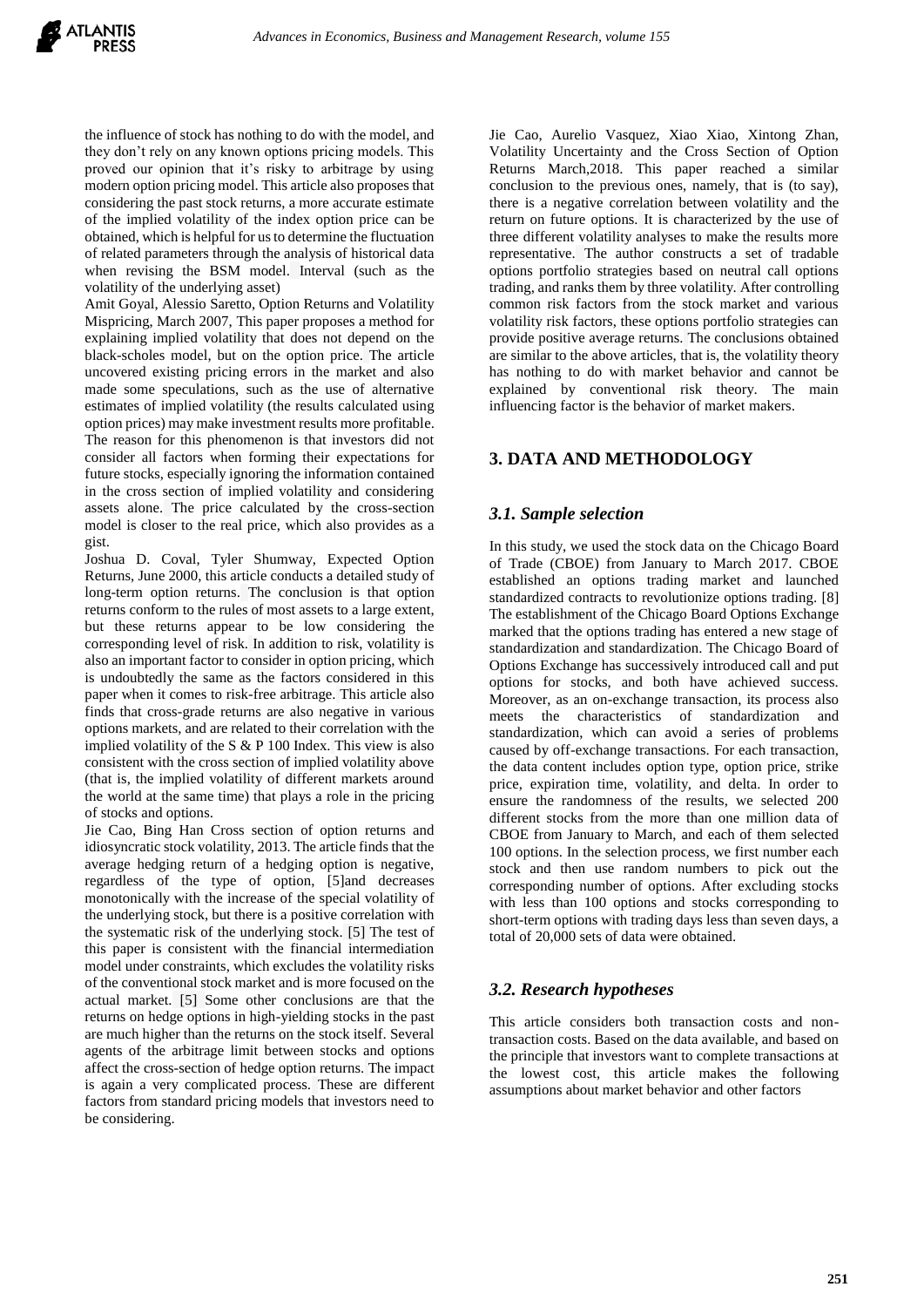the influence of stock has nothing to do with the model, and they don't rely on any known options pricing models. This proved our opinion that it's risky to arbitrage by using modern option pricing model. This article also proposes that considering the past stock returns, a more accurate estimate of the implied volatility of the index option price can be obtained, which is helpful for us to determine the fluctuation of related parameters through the analysis of historical data when revising the BSM model. Interval (such as the volatility of the underlying asset)

Amit Goyal, Alessio Saretto, Option Returns and Volatility Mispricing, March 2007, This paper proposes a method for explaining implied volatility that does not depend on the black-scholes model, but on the option price. The article uncovered existing pricing errors in the market and also made some speculations, such as the use of alternative estimates of implied volatility (the results calculated using option prices) may make investment results more profitable. The reason for this phenomenon is that investors did not consider all factors when forming their expectations for future stocks, especially ignoring the information contained in the cross section of implied volatility and considering assets alone. The price calculated by the cross-section model is closer to the real price, which also provides as a gist.

Joshua D. Coval, Tyler Shumway, Expected Option Returns, June 2000, this article conducts a detailed study of long-term option returns. The conclusion is that option returns conform to the rules of most assets to a large extent, but these returns appear to be low considering the corresponding level of risk. In addition to risk, volatility is also an important factor to consider in option pricing, which is undoubtedly the same as the factors considered in this paper when it comes to risk-free arbitrage. This article also finds that cross-grade returns are also negative in various options markets, and are related to their correlation with the implied volatility of the S & P 100 Index. This view is also consistent with the cross section of implied volatility above (that is, the implied volatility of different markets around the world at the same time) that plays a role in the pricing of stocks and options.

Jie Cao, Bing Han Cross section of option returns and idiosyncratic stock volatility, 2013. The article finds that the average hedging return of a hedging option is negative, regardless of the type of option, [5]and decreases monotonically with the increase of the special volatility of the underlying stock, but there is a positive correlation with the systematic risk of the underlying stock. [5] The test of this paper is consistent with the financial intermediation model under constraints, which excludes the volatility risks of the conventional stock market and is more focused on the actual market. [5] Some other conclusions are that the returns on hedge options in high-yielding stocks in the past are much higher than the returns on the stock itself. Several agents of the arbitrage limit between stocks and options affect the cross-section of hedge option returns. The impact is again a very complicated process. These are different factors from standard pricing models that investors need to be considering.

Jie Cao, Aurelio Vasquez, Xiao Xiao, Xintong Zhan, Volatility Uncertainty and the Cross Section of Option Returns March,2018. This paper reached a similar conclusion to the previous ones, namely, that is (to say), there is a negative correlation between volatility and the return on future options. It is characterized by the use of three different volatility analyses to make the results more representative. The author constructs a set of tradable options portfolio strategies based on neutral call options trading, and ranks them by three volatility. After controlling common risk factors from the stock market and various volatility risk factors, these options portfolio strategies can provide positive average returns. The conclusions obtained are similar to the above articles, that is, the volatility theory has nothing to do with market behavior and cannot be explained by conventional risk theory. The main influencing factor is the behavior of market makers.

## 3. DATA AND METHODOLOGY

### *3.1. Sample selection*

In this study, we used the stock data on the Chicago Board of Trade (CBOE) from January to March 2017. CBOE established an options trading market and launched standardized contracts to revolutionize options trading. [8] The establishment of the Chicago Board Options Exchange marked that the options trading has entered a new stage of standardization and standardization. The Chicago Board of Options Exchange has successively introduced call and put options for stocks, and both have achieved success. Moreover, as an on-exchange transaction, its process also meets the characteristics of standardization and standardization, which can avoid a series of problems caused by off-exchange transactions. For each transaction, the data content includes option type, option price, strike price, expiration time, volatility, and delta. In order to ensure the randomness of the results, we selected 200 different stocks from the more than one million data of CBOE from January to March, and each of them selected 100 options. In the selection process, we first number each stock and then use random numbers to pick out the corresponding number of options. After excluding stocks with less than 100 options and stocks corresponding to short-term options with trading days less than seven days, a total of 20,000 sets of data were obtained.

### *3.2. Research hypotheses*

This article considers both transaction costs and non-transaction costs. Based on the data available, and based on the principle that investors want to complete transactions at the lowest cost, this article makes the following assumptions about market behavior and other factors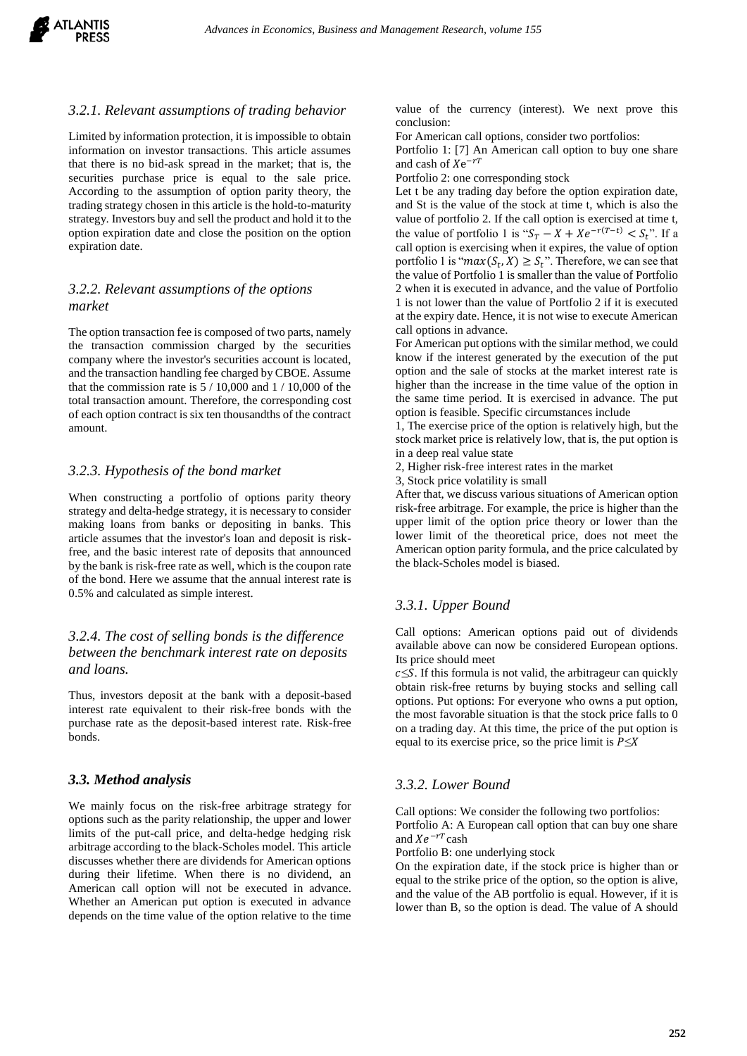### 3.2.1. Relevant assumptions of trading behavior

Limited by information protection, it is impossible to obtain information on investor transactions. This article assumes that there is no bid-ask spread in the market; that is, the securities purchase price is equal to the sale price. According to the assumption of option parity theory, the trading strategy chosen in this article is the hold-to-maturity strategy. Investors buy and sell the product and hold it to the option expiration date and close the position on the option expiration date.

### 3.2.2. Relevant assumptions of the options market

The option transaction fee is composed of two parts, namely the transaction commission charged by the securities company where the investor's securities account is located, and the transaction handling fee charged by CBOE. Assume that the commission rate is 5 / 10,000 and 1 / 10,000 of the total transaction amount. Therefore, the corresponding cost of each option contract is six ten thousandths of the contract amount.

### 3.2.3. Hypothesis of the bond market

When constructing a portfolio of options parity theory strategy and delta-hedge strategy, it is necessary to consider making loans from banks or depositing in banks. This article assumes that the investor's loan and deposit is risk-free, and the basic interest rate of deposits that announced by the bank is risk-free rate as well, which is the coupon rate of the bond. Here we assume that the annual interest rate is 0.5% and calculated as simple interest.

### 3.2.4. The cost of selling bonds is the difference between the benchmark interest rate on deposits and loans.

Thus, investors deposit at the bank with a deposit-based interest rate equivalent to their risk-free bonds with the purchase rate as the deposit-based interest rate. Risk-free bonds.

## 3.3. Method analysis

We mainly focus on the risk-free arbitrage strategy for options such as the parity relationship, the upper and lower limits of the put-call price, and delta-hedge hedging risk arbitrage according to the black-Scholes model. This article discusses whether there are dividends for American options during their lifetime. When there is no dividend, an American call option will not be executed in advance. Whether an American put option is executed in advance depends on the time value of the option relative to the time value of the currency (interest). We next prove this conclusion:

For American call options, consider two portfolios:

Portfolio 1: [7] An American call option to buy one share and cash of $Xe^{-rT}$

Portfolio 2: one corresponding stock

Let t be any trading day before the option expiration date, and St is the value of the stock at time t, which is also the value of portfolio 2. If the call option is exercised at time t, the value of portfolio 1 is "$S_T - X + Xe^{-r(T-t)} < S_t$". If a call option is exercising when it expires, the value of option portfolio 1 is "$max(S_t, X) \geq S_t$". Therefore, we can see that the value of Portfolio 1 is smaller than the value of Portfolio 2 when it is executed in advance, and the value of Portfolio 1 is not lower than the value of Portfolio 2 if it is executed at the expiry date. Hence, it is not wise to execute American call options in advance.

For American put options with the similar method, we could know if the interest generated by the execution of the put option and the sale of stocks at the market interest rate is higher than the increase in the time value of the option in the same time period. It is exercised in advance. The put option is feasible. Specific circumstances include

1, The exercise price of the option is relatively high, but the stock market price is relatively low, that is, the put option is in a deep real value state

2, Higher risk-free interest rates in the market

3, Stock price volatility is small

After that, we discuss various situations of American option risk-free arbitrage. For example, the price is higher than the upper limit of the option price theory or lower than the lower limit of the theoretical price, does not meet the American option parity formula, and the price calculated by the black-Scholes model is biased.

### 3.3.1. Upper Bound

Call options: American options paid out of dividends available above can now be considered European options. Its price should meet

$c \leq S$. If this formula is not valid, the arbitrageur can quickly obtain risk-free returns by buying stocks and selling call options. Put options: For everyone who owns a put option, the most favorable situation is that the stock price falls to 0 on a trading day. At this time, the price of the put option is equal to its exercise price, so the price limit is $P \leq X$

### 3.3.2. Lower Bound

Call options: We consider the following two portfolios:

Portfolio A: A European call option that can buy one share and $Xe^{-rT}$ cash

Portfolio B: one underlying stock

On the expiration date, if the stock price is higher than or equal to the strike price of the option, so the option is alive, and the value of the AB portfolio is equal. However, if it is lower than B, so the option is dead. The value of A should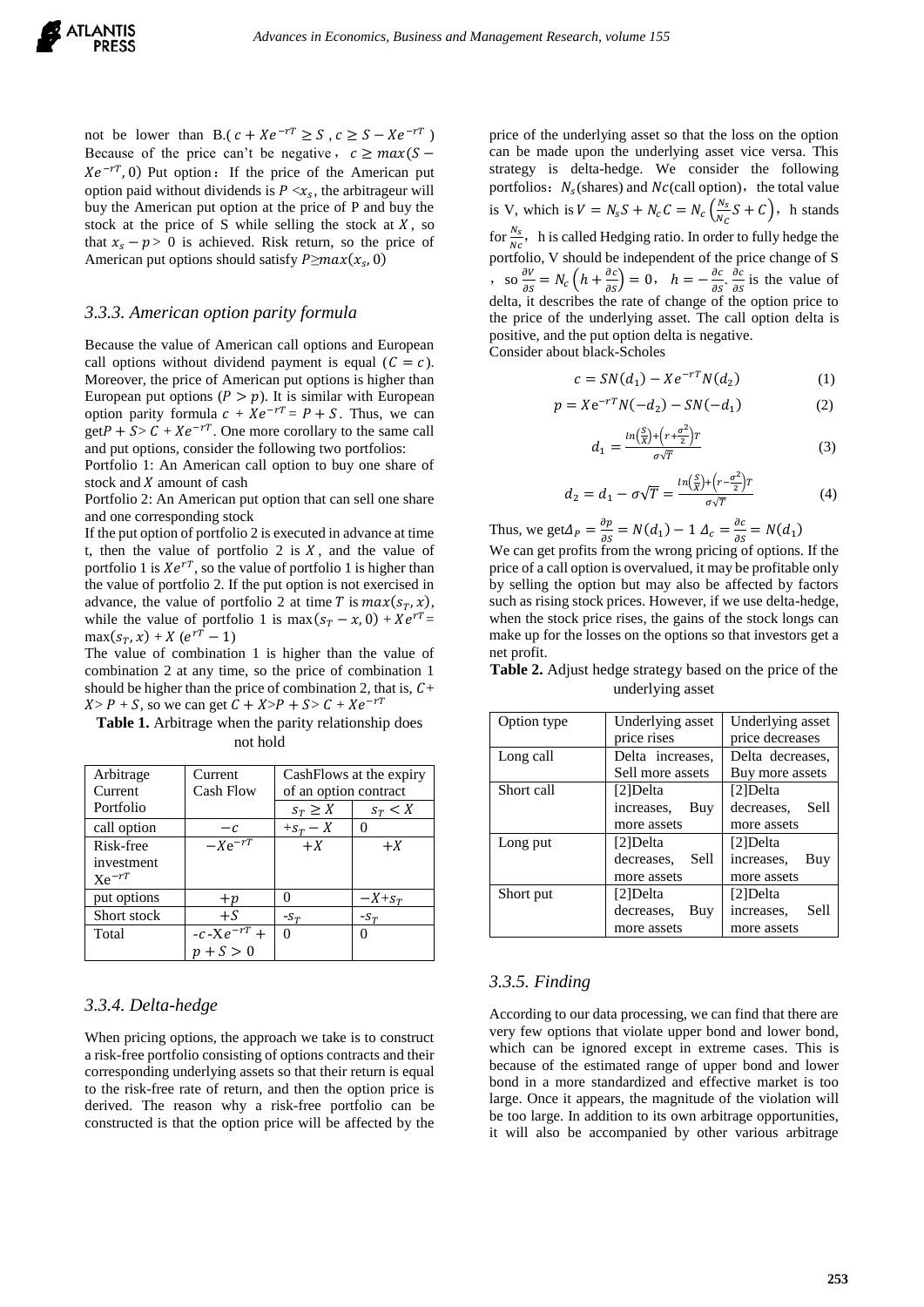not be lower than B.( $c + Xe^{-rT} \geq S$ , $c \geq S - Xe^{-rT}$ ) Because of the price can't be negative， $c \geq max(S - Xe^{-rT}, 0)$ Put option：If the price of the American put option paid without dividends is $P < x_s$, the arbitrageur will buy the American put option at the price of P and buy the stock at the price of S while selling the stock at $X$, so that $x_s - p > 0$ is achieved. Risk return, so the price of American put options should satisfy $P \geq max(x_s, 0)$

### 3.3.3. American option parity formula

Because the value of American call options and European call options without dividend payment is equal ($C = c$). Moreover, the price of American put options is higher than European put options ($P > p$). It is similar with European option parity formula $c + Xe^{-rT} = P + S$. Thus, we can get$P + S > C + Xe^{-rT}$. One more corollary to the same call and put options, consider the following two portfolios:

Portfolio 1: An American call option to buy one share of stock and $X$ amount of cash

Portfolio 2: An American put option that can sell one share and one corresponding stock

If the put option of portfolio 2 is executed in advance at time t, then the value of portfolio 2 is $X$, and the value of portfolio 1 is $Xe^{rT}$, so the value of portfolio 1 is higher than the value of portfolio 2. If the put option is not exercised in advance, the value of portfolio 2 at time $T$ is $max(s_T, x)$, while the value of portfolio 1 is $\max(s_T - x, 0) + Xe^{rT} = \max(s_T, x) + X\,(e^{rT} - 1)$

The value of combination 1 is higher than the value of combination 2 at any time, so the price of combination 1 should be higher than the price of combination 2, that is, $C + X > P + S$, so we can get $C + X > P + S > C + Xe^{-rT}$

**Table 1.** Arbitrage when the parity relationship does not hold

| Arbitrage Current Portfolio | Current Cash Flow | CashFlows at the expiry of an option contract | |
|---|---|---|---|
| | | $s_T \geq X$ | $s_T < X$ |
| call option | $-c$ | $+s_T - X$ | 0 |
| Risk-free investment $Xe^{-rT}$ | $-Xe^{-rT}$ | $+X$ | $+X$ |
| put options | $+p$ | 0 | $-X + s_T$ |
| Short stock | $+S$ | $-s_T$ | $-s_T$ |
| Total | $-c - Xe^{-rT} + p + S > 0$ | 0 | 0 |

### 3.3.4. Delta-hedge

When pricing options, the approach we take is to construct a risk-free portfolio consisting of options contracts and their corresponding underlying assets so that their return is equal to the risk-free rate of return, and then the option price is derived. The reason why a risk-free portfolio can be constructed is that the option price will be affected by the price of the underlying asset so that the loss on the option can be made upon the underlying asset vice versa. This strategy is delta-hedge. We consider the following portfolios：$N_s$(shares) and $Nc$(call option)，the total value is V, which is $V = N_s S + N_c C = N_c\left(\frac{N_s}{N_c} S + C\right)$， h stands for $\frac{N_s}{Nc}$， h is called Hedging ratio. In order to fully hedge the portfolio, V should be independent of the price change of S ， so $\frac{\partial V}{\partial S} = N_c\left(h + \frac{\partial c}{\partial S}\right) = 0$， $h = -\frac{\partial c}{\partial S}$. $\frac{\partial c}{\partial S}$ is the value of delta, it describes the rate of change of the option price to the price of the underlying asset. The call option delta is positive, and the put option delta is negative.

Consider about black-Scholes

$$c = SN(d_1) - Xe^{-rT}N(d_2) \tag{1}$$

$$p = Xe^{-rT}N(-d_2) - SN(-d_1) \tag{2}$$

$$d_1 = \frac{ln\left(\frac{S}{X}\right) + \left(r + \frac{\sigma^2}{2}\right)T}{\sigma\sqrt{T}} \tag{3}$$

$$d_2 = d_1 - \sigma\sqrt{T} = \frac{ln\left(\frac{S}{X}\right) + \left(r - \frac{\sigma^2}{2}\right)T}{\sigma\sqrt{T}} \tag{4}$$

Thus, we get$\Delta_P = \frac{\partial p}{\partial S} = N(d_1) - 1$ $\Delta_c = \frac{\partial c}{\partial S} = N(d_1)$

We can get profits from the wrong pricing of options. If the price of a call option is overvalued, it may be profitable only by selling the option but may also be affected by factors such as rising stock prices. However, if we use delta-hedge, when the stock price rises, the gains of the stock longs can make up for the losses on the options so that investors get a net profit.

**Table 2.** Adjust hedge strategy based on the price of the underlying asset

| Option type | Underlying asset price rises | Underlying asset price decreases |
|---|---|---|
| Long call | Delta increases, Sell more assets | Delta decreases, Buy more assets |
| Short call | [2]Delta increases, Buy more assets | [2]Delta decreases, Sell more assets |
| Long put | [2]Delta decreases, Sell more assets | [2]Delta increases, Buy more assets |
| Short put | [2]Delta decreases, Buy more assets | [2]Delta increases, Sell more assets |

### 3.3.5. Finding

According to our data processing, we can find that there are very few options that violate upper bond and lower bond, which can be ignored except in extreme cases. This is because of the estimated range of upper bond and lower bond in a more standardized and effective market is too large. Once it appears, the magnitude of the violation will be too large. In addition to its own arbitrage opportunities, it will also be accompanied by other various arbitrage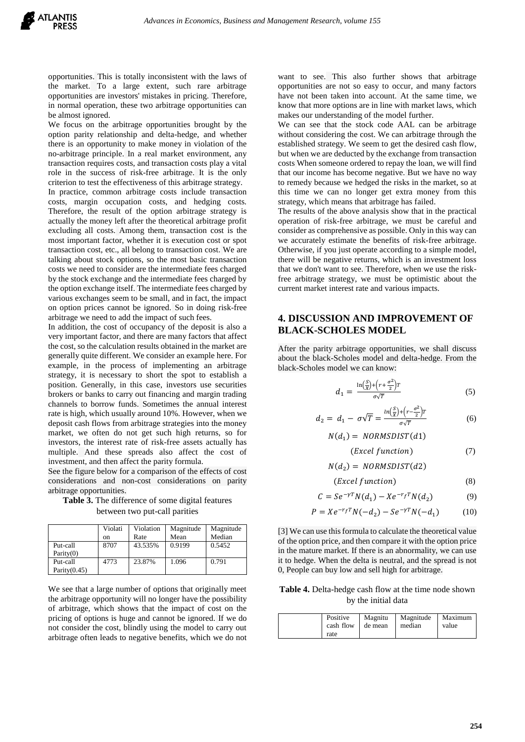opportunities. This is totally inconsistent with the laws of the market. To a large extent, such rare arbitrage opportunities are investors' mistakes in pricing. Therefore, in normal operation, these two arbitrage opportunities can be almost ignored.

We focus on the arbitrage opportunities brought by the option parity relationship and delta-hedge, and whether there is an opportunity to make money in violation of the no-arbitrage principle. In a real market environment, any transaction requires costs, and transaction costs play a vital role in the success of risk-free arbitrage. It is the only criterion to test the effectiveness of this arbitrage strategy.

In practice, common arbitrage costs include transaction costs, margin occupation costs, and hedging costs. Therefore, the result of the option arbitrage strategy is actually the money left after the theoretical arbitrage profit excluding all costs. Among them, transaction cost is the most important factor, whether it is execution cost or spot transaction cost, etc., all belong to transaction cost. We are talking about stock options, so the most basic transaction costs we need to consider are the intermediate fees charged by the stock exchange and the intermediate fees charged by the option exchange itself. The intermediate fees charged by various exchanges seem to be small, and in fact, the impact on option prices cannot be ignored. So in doing risk-free arbitrage we need to add the impact of such fees.

In addition, the cost of occupancy of the deposit is also a very important factor, and there are many factors that affect the cost, so the calculation results obtained in the market are generally quite different. We consider an example here. For example, in the process of implementing an arbitrage strategy, it is necessary to short the spot to establish a position. Generally, in this case, investors use securities brokers or banks to carry out financing and margin trading channels to borrow funds. Sometimes the annual interest rate is high, which usually around 10%. However, when we deposit cash flows from arbitrage strategies into the money market, we often do not get such high returns, so for investors, the interest rate of risk-free assets actually has multiple. And these spreads also affect the cost of investment, and then affect the parity formula.

See the figure below for a comparison of the effects of cost considerations and non-cost considerations on parity arbitrage opportunities.

**Table 3.** The difference of some digital features between two put-call parities

| | Violation | Violation Rate | Magnitude Mean | Magnitude Median |
|---|---|---|---|---|
| Put-call Parity(0) | 8707 | 43.535% | 0.9199 | 0.5452 |
| Put-call Parity(0.45) | 4773 | 23.87% | 1.096 | 0.791 |

We see that a large number of options that originally meet the arbitrage opportunity will no longer have the possibility of arbitrage, which shows that the impact of cost on the pricing of options is huge and cannot be ignored. If we do not consider the cost, blindly using the model to carry out arbitrage often leads to negative benefits, which we do not want to see. This also further shows that arbitrage opportunities are not so easy to occur, and many factors have not been taken into account. At the same time, we know that more options are in line with market laws, which makes our understanding of the model further.

We can see that the stock code AAL can be arbitrage without considering the cost. We can arbitrage through the established strategy. We seem to get the desired cash flow, but when we are deducted by the exchange from transaction costs When someone ordered to repay the loan, we will find that our income has become negative. But we have no way to remedy because we hedged the risks in the market, so at this time we can no longer get extra money from this strategy, which means that arbitrage has failed.

The results of the above analysis show that in the practical operation of risk-free arbitrage, we must be careful and consider as comprehensive as possible. Only in this way can we accurately estimate the benefits of risk-free arbitrage. Otherwise, if you just operate according to a simple model, there will be negative returns, which is an investment loss that we don't want to see. Therefore, when we use the risk-free arbitrage strategy, we must be optimistic about the current market interest rate and various impacts.

## 4. DISCUSSION AND IMPROVEMENT OF BLACK-SCHOLES MODEL

After the parity arbitrage opportunities, we shall discuss about the black-Scholes model and delta-hedge. From the black-Scholes model we can know:

$$d_1 = \frac{\ln\left(\frac{S}{X}\right)+\left(r+\frac{\sigma^2}{2}\right)T}{\sigma\sqrt{T}} \tag{5}$$

$$d_2 = d_1 - \sigma\sqrt{T} = \frac{\ln\left(\frac{S}{X}\right)+\left(r-\frac{\sigma^2}{2}\right)T}{\sigma\sqrt{T}} \tag{6}$$

$$N(d_1) = NORMSDIST(d1) \quad (Excel\ function) \tag{7}$$

$$N(d_2) = NORMSDIST(d2) \quad (Excel\ function) \tag{8}$$

$$C = Se^{-\gamma T}N(d_1) - Xe^{-r_f T}N(d_2) \tag{9}$$

$$P = Xe^{-r_f T}N(-d_2) - Se^{-\gamma T}N(-d_1) \tag{10}$$

[3] We can use this formula to calculate the theoretical value of the option price, and then compare it with the option price in the mature market. If there is an abnormality, we can use it to hedge. When the delta is neutral, and the spread is not 0, People can buy low and sell high for arbitrage.

**Table 4.** Delta-hedge cash flow at the time node shown by the initial data

| | Positive cash flow rate | Magnitude mean | Magnitude median | Maximum value |
|---|---|---|---|---|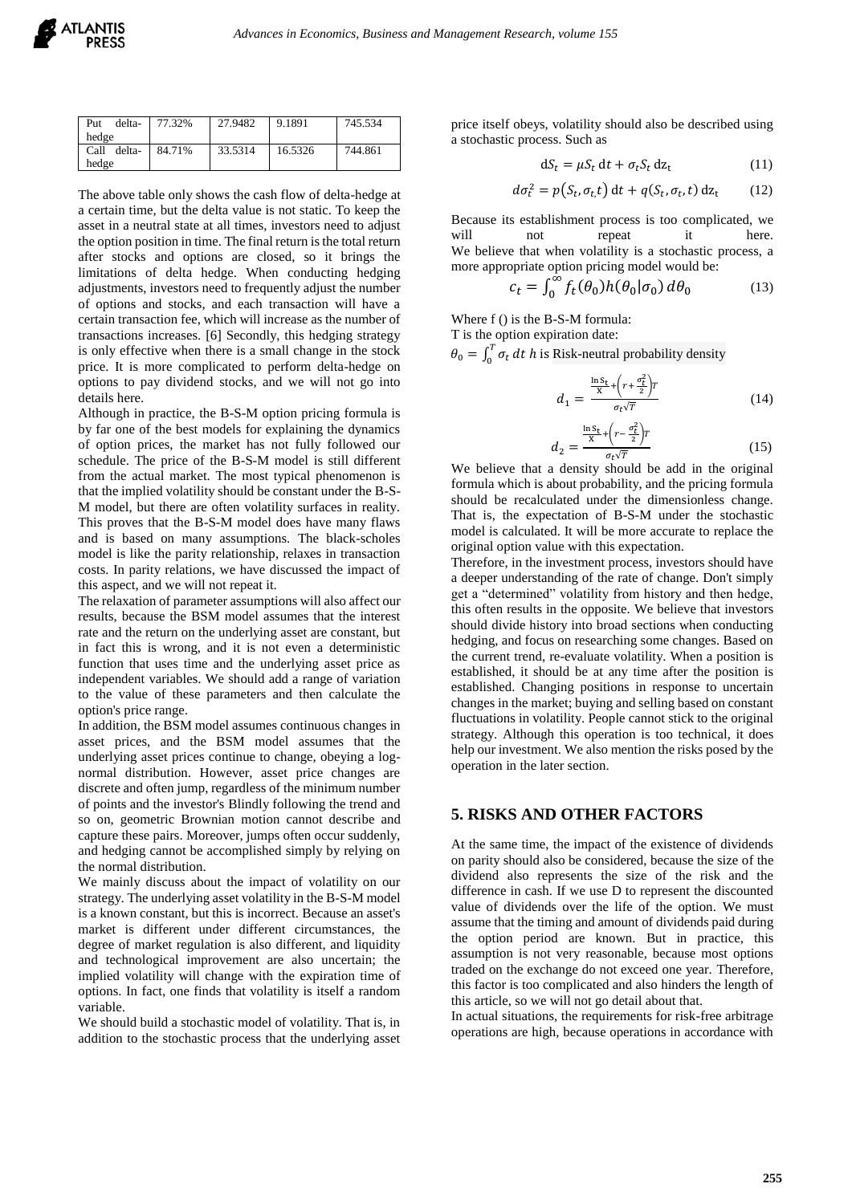| Put delta-hedge | 77.32% | 27.9482 | 9.1891 | 745.534 |
|---|---|---|---|---|
| Call delta-hedge | 84.71% | 33.5314 | 16.5326 | 744.861 |

The above table only shows the cash flow of delta-hedge at a certain time, but the delta value is not static. To keep the asset in a neutral state at all times, investors need to adjust the option position in time. The final return is the total return after stocks and options are closed, so it brings the limitations of delta hedge. When conducting hedging adjustments, investors need to frequently adjust the number of options and stocks, and each transaction will have a certain transaction fee, which will increase as the number of transactions increases. [6] Secondly, this hedging strategy is only effective when there is a small change in the stock price. It is more complicated to perform delta-hedge on options to pay dividend stocks, and we will not go into details here.

Although in practice, the B-S-M option pricing formula is by far one of the best models for explaining the dynamics of option prices, the market has not fully followed our schedule. The price of the B-S-M model is still different from the actual market. The most typical phenomenon is that the implied volatility should be constant under the B-S-M model, but there are often volatility surfaces in reality. This proves that the B-S-M model does have many flaws and is based on many assumptions. The black-scholes model is like the parity relationship, relaxes in transaction costs. In parity relations, we have discussed the impact of this aspect, and we will not repeat it.

The relaxation of parameter assumptions will also affect our results, because the BSM model assumes that the interest rate and the return on the underlying asset are constant, but in fact this is wrong, and it is not even a deterministic function that uses time and the underlying asset price as independent variables. We should add a range of variation to the value of these parameters and then calculate the option's price range.

In addition, the BSM model assumes continuous changes in asset prices, and the BSM model assumes that the underlying asset prices continue to change, obeying a log-normal distribution. However, asset price changes are discrete and often jump, regardless of the minimum number of points and the investor's Blindly following the trend and so on, geometric Brownian motion cannot describe and capture these pairs. Moreover, jumps often occur suddenly, and hedging cannot be accomplished simply by relying on the normal distribution.

We mainly discuss about the impact of volatility on our strategy. The underlying asset volatility in the B-S-M model is a known constant, but this is incorrect. Because an asset's market is different under different circumstances, the degree of market regulation is also different, and liquidity and technological improvement are also uncertain; the implied volatility will change with the expiration time of options. In fact, one finds that volatility is itself a random variable.

We should build a stochastic model of volatility. That is, in addition to the stochastic process that the underlying asset price itself obeys, volatility should also be described using a stochastic process. Such as

$$\mathrm{d}S_t = \mu S_t\,\mathrm{d}t + \sigma_t S_t\,\mathrm{d}z_t \tag{11}$$

$$d\sigma_t^2 = p(S_t, \sigma_t, t)\,\mathrm{d}t + q(S_t, \sigma_t, t)\,\mathrm{d}z_t \tag{12}$$

Because its establishment process is too complicated, we will not repeat it here.

We believe that when volatility is a stochastic process, a more appropriate option pricing model would be:

$$c_t = \int_0^\infty f_t(\theta_0) h(\theta_0|\sigma_0)\, d\theta_0 \tag{13}$$

Where f () is the B-S-M formula:

T is the option expiration date:

$\theta_0 = \int_0^T \sigma_t\, dt$ $h$ is Risk-neutral probability density

$$d_1 = \frac{\ln\frac{S_t}{X} + \left(r + \frac{\sigma_t^2}{2}\right)T}{\sigma_t\sqrt{T}} \tag{14}$$

$$d_2 = \frac{\ln\frac{S_t}{X} + \left(r - \frac{\sigma_t^2}{2}\right)T}{\sigma_t\sqrt{T}} \tag{15}$$

We believe that a density should be add in the original formula which is about probability, and the pricing formula should be recalculated under the dimensionless change. That is, the expectation of B-S-M under the stochastic model is calculated. It will be more accurate to replace the original option value with this expectation.

Therefore, in the investment process, investors should have a deeper understanding of the rate of change. Don't simply get a "determined" volatility from history and then hedge, this often results in the opposite. We believe that investors should divide history into broad sections when conducting hedging, and focus on researching some changes. Based on the current trend, re-evaluate volatility. When a position is established, it should be at any time after the position is established. Changing positions in response to uncertain changes in the market; buying and selling based on constant fluctuations in volatility. People cannot stick to the original strategy. Although this operation is too technical, it does help our investment. We also mention the risks posed by the operation in the later section.

## 5. RISKS AND OTHER FACTORS

At the same time, the impact of the existence of dividends on parity should also be considered, because the size of the dividend also represents the size of the risk and the difference in cash. If we use D to represent the discounted value of dividends over the life of the option. We must assume that the timing and amount of dividends paid during the option period are known. But in practice, this assumption is not very reasonable, because most options traded on the exchange do not exceed one year. Therefore, this factor is too complicated and also hinders the length of this article, so we will not go detail about that.

In actual situations, the requirements for risk-free arbitrage operations are high, because operations in accordance with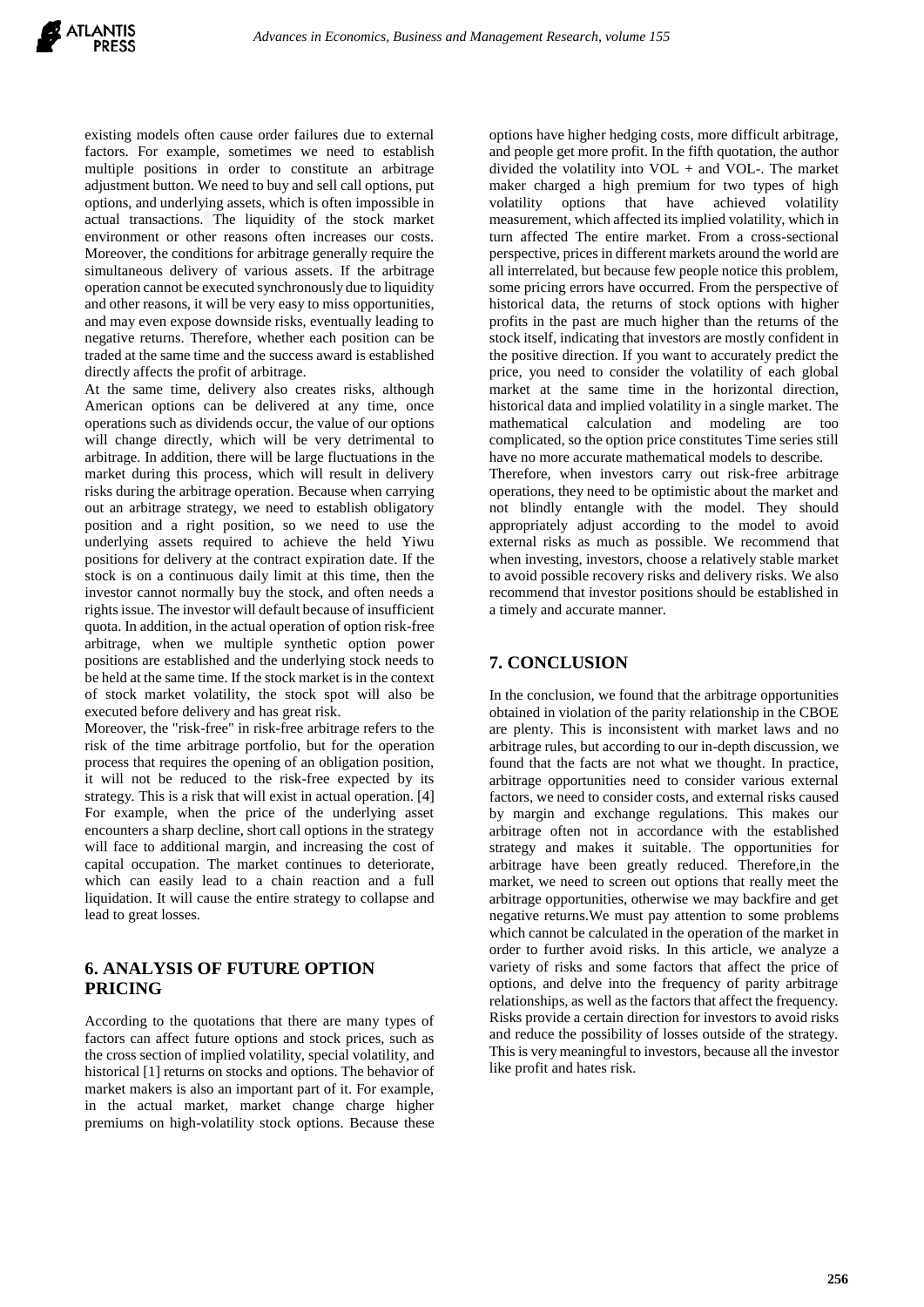existing models often cause order failures due to external factors. For example, sometimes we need to establish multiple positions in order to constitute an arbitrage adjustment button. We need to buy and sell call options, put options, and underlying assets, which is often impossible in actual transactions. The liquidity of the stock market environment or other reasons often increases our costs. Moreover, the conditions for arbitrage generally require the simultaneous delivery of various assets. If the arbitrage operation cannot be executed synchronously due to liquidity and other reasons, it will be very easy to miss opportunities, and may even expose downside risks, eventually leading to negative returns. Therefore, whether each position can be traded at the same time and the success award is established directly affects the profit of arbitrage.

At the same time, delivery also creates risks, although American options can be delivered at any time, once operations such as dividends occur, the value of our options will change directly, which will be very detrimental to arbitrage. In addition, there will be large fluctuations in the market during this process, which will result in delivery risks during the arbitrage operation. Because when carrying out an arbitrage strategy, we need to establish obligatory position and a right position, so we need to use the underlying assets required to achieve the held Yiwu positions for delivery at the contract expiration date. If the stock is on a continuous daily limit at this time, then the investor cannot normally buy the stock, and often needs a rights issue. The investor will default because of insufficient quota. In addition, in the actual operation of option risk-free arbitrage, when we multiple synthetic option power positions are established and the underlying stock needs to be held at the same time. If the stock market is in the context of stock market volatility, the stock spot will also be executed before delivery and has great risk.

Moreover, the "risk-free" in risk-free arbitrage refers to the risk of the time arbitrage portfolio, but for the operation process that requires the opening of an obligation position, it will not be reduced to the risk-free expected by its strategy. This is a risk that will exist in actual operation. [4] For example, when the price of the underlying asset encounters a sharp decline, short call options in the strategy will face to additional margin, and increasing the cost of capital occupation. The market continues to deteriorate, which can easily lead to a chain reaction and a full liquidation. It will cause the entire strategy to collapse and lead to great losses.

## 6. ANALYSIS OF FUTURE OPTION PRICING

According to the quotations that there are many types of factors can affect future options and stock prices, such as the cross section of implied volatility, special volatility, and historical [1] returns on stocks and options. The behavior of market makers is also an important part of it. For example, in the actual market, market change charge higher premiums on high-volatility stock options. Because these options have higher hedging costs, more difficult arbitrage, and people get more profit. In the fifth quotation, the author divided the volatility into VOL + and VOL-. The market maker charged a high premium for two types of high volatility options that have achieved volatility measurement, which affected its implied volatility, which in turn affected The entire market. From a cross-sectional perspective, prices in different markets around the world are all interrelated, but because few people notice this problem, some pricing errors have occurred. From the perspective of historical data, the returns of stock options with higher profits in the past are much higher than the returns of the stock itself, indicating that investors are mostly confident in the positive direction. If you want to accurately predict the price, you need to consider the volatility of each global market at the same time in the horizontal direction, historical data and implied volatility in a single market. The mathematical calculation and modeling are too complicated, so the option price constitutes Time series still have no more accurate mathematical models to describe.

Therefore, when investors carry out risk-free arbitrage operations, they need to be optimistic about the market and not blindly entangle with the model. They should appropriately adjust according to the model to avoid external risks as much as possible. We recommend that when investing, investors, choose a relatively stable market to avoid possible recovery risks and delivery risks. We also recommend that investor positions should be established in a timely and accurate manner.

## 7. CONCLUSION

In the conclusion, we found that the arbitrage opportunities obtained in violation of the parity relationship in the CBOE are plenty. This is inconsistent with market laws and no arbitrage rules, but according to our in-depth discussion, we found that the facts are not what we thought. In practice, arbitrage opportunities need to consider various external factors, we need to consider costs, and external risks caused by margin and exchange regulations. This makes our arbitrage often not in accordance with the established strategy and makes it suitable. The opportunities for arbitrage have been greatly reduced. Therefore,in the market, we need to screen out options that really meet the arbitrage opportunities, otherwise we may backfire and get negative returns.We must pay attention to some problems which cannot be calculated in the operation of the market in order to further avoid risks. In this article, we analyze a variety of risks and some factors that affect the price of options, and delve into the frequency of parity arbitrage relationships, as well as the factors that affect the frequency. Risks provide a certain direction for investors to avoid risks and reduce the possibility of losses outside of the strategy. This is very meaningful to investors, because all the investor like profit and hates risk.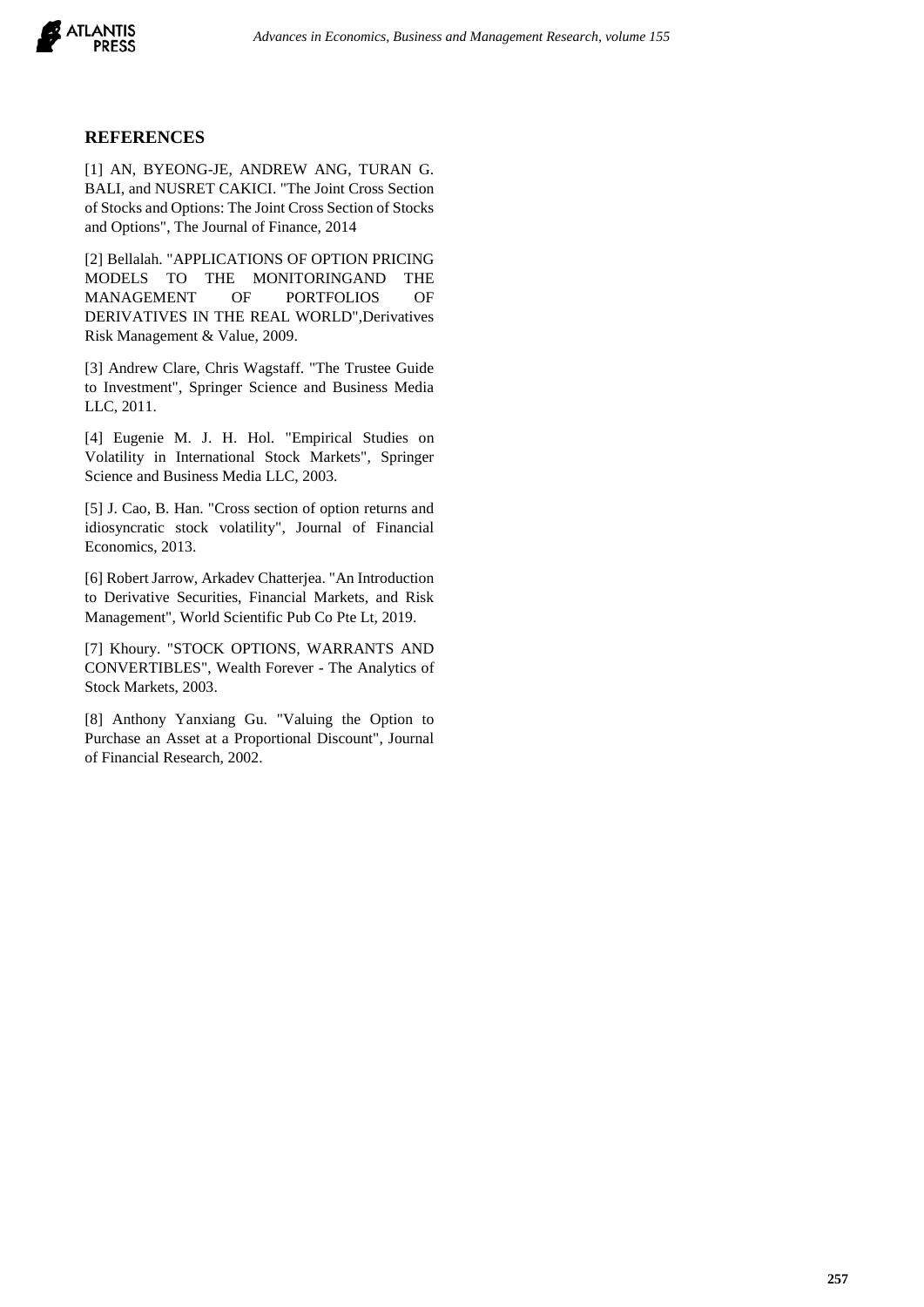## REFERENCES

[1] AN, BYEONG-JE, ANDREW ANG, TURAN G. BALI, and NUSRET CAKICI. "The Joint Cross Section of Stocks and Options: The Joint Cross Section of Stocks and Options", The Journal of Finance, 2014

[2] Bellalah. "APPLICATIONS OF OPTION PRICING MODELS TO THE MONITORINGAND THE MANAGEMENT OF PORTFOLIOS OF DERIVATIVES IN THE REAL WORLD",Derivatives Risk Management & Value, 2009.

[3] Andrew Clare, Chris Wagstaff. "The Trustee Guide to Investment", Springer Science and Business Media LLC, 2011.

[4] Eugenie M. J. H. Hol. "Empirical Studies on Volatility in International Stock Markets", Springer Science and Business Media LLC, 2003.

[5] J. Cao, B. Han. "Cross section of option returns and idiosyncratic stock volatility", Journal of Financial Economics, 2013.

[6] Robert Jarrow, Arkadev Chatterjea. "An Introduction to Derivative Securities, Financial Markets, and Risk Management", World Scientific Pub Co Pte Lt, 2019.

[7] Khoury. "STOCK OPTIONS, WARRANTS AND CONVERTIBLES", Wealth Forever - The Analytics of Stock Markets, 2003.

[8] Anthony Yanxiang Gu. "Valuing the Option to Purchase an Asset at a Proportional Discount", Journal of Financial Research, 2002.